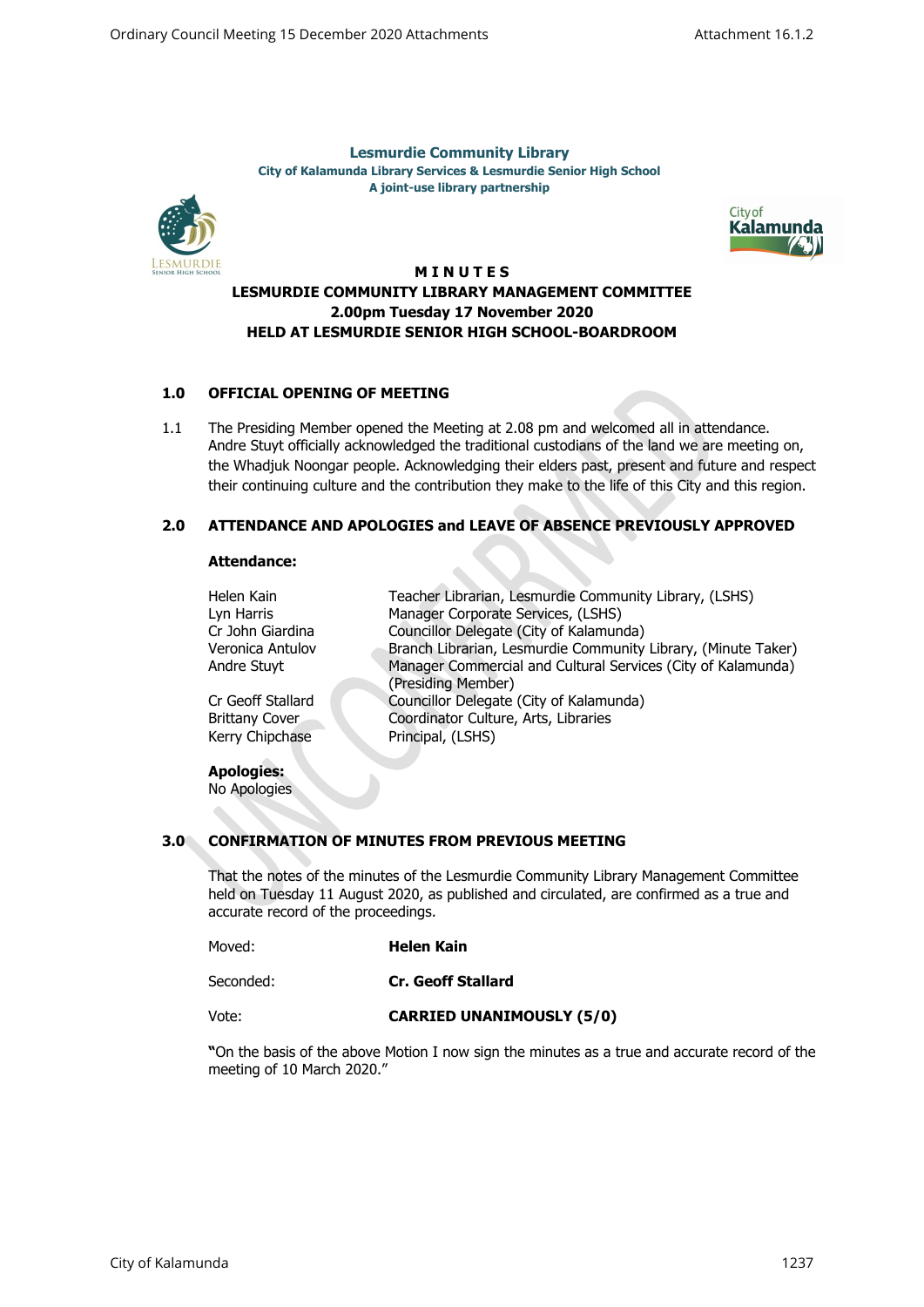**Lesmurdie Community Library**
**City of Kalamunda Library Services & Lesmurdie Senior High School**
**A joint-use library partnership**

# MINUTES
## LESMURDIE COMMUNITY LIBRARY MANAGEMENT COMMITTEE
## 2.00pm Tuesday 17 November 2020
## HELD AT LESMURDIE SENIOR HIGH SCHOOL-BOARDROOM

### 1.0 OFFICIAL OPENING OF MEETING

1.1 The Presiding Member opened the Meeting at 2.08 pm and welcomed all in attendance. Andre Stuyt officially acknowledged the traditional custodians of the land we are meeting on, the Whadjuk Noongar people. Acknowledging their elders past, present and future and respect their continuing culture and the contribution they make to the life of this City and this region.

### 2.0 ATTENDANCE AND APOLOGIES and LEAVE OF ABSENCE PREVIOUSLY APPROVED

**Attendance:**

| | |
|---|---|
| Helen Kain | Teacher Librarian, Lesmurdie Community Library, (LSHS) |
| Lyn Harris | Manager Corporate Services, (LSHS) |
| Cr John Giardina | Councillor Delegate (City of Kalamunda) |
| Veronica Antulov | Branch Librarian, Lesmurdie Community Library, (Minute Taker) |
| Andre Stuyt | Manager Commercial and Cultural Services (City of Kalamunda) (Presiding Member) |
| Cr Geoff Stallard | Councillor Delegate (City of Kalamunda) |
| Brittany Cover | Coordinator Culture, Arts, Libraries |
| Kerry Chipchase | Principal, (LSHS) |

**Apologies:**
No Apologies

### 3.0 CONFIRMATION OF MINUTES FROM PREVIOUS MEETING

That the notes of the minutes of the Lesmurdie Community Library Management Committee held on Tuesday 11 August 2020, as published and circulated, are confirmed as a true and accurate record of the proceedings.

| | |
|---|---|
| Moved: | **Helen Kain** |
| Seconded: | **Cr. Geoff Stallard** |
| Vote: | **CARRIED UNANIMOUSLY (5/0)** |

"On the basis of the above Motion I now sign the minutes as a true and accurate record of the meeting of 10 March 2020."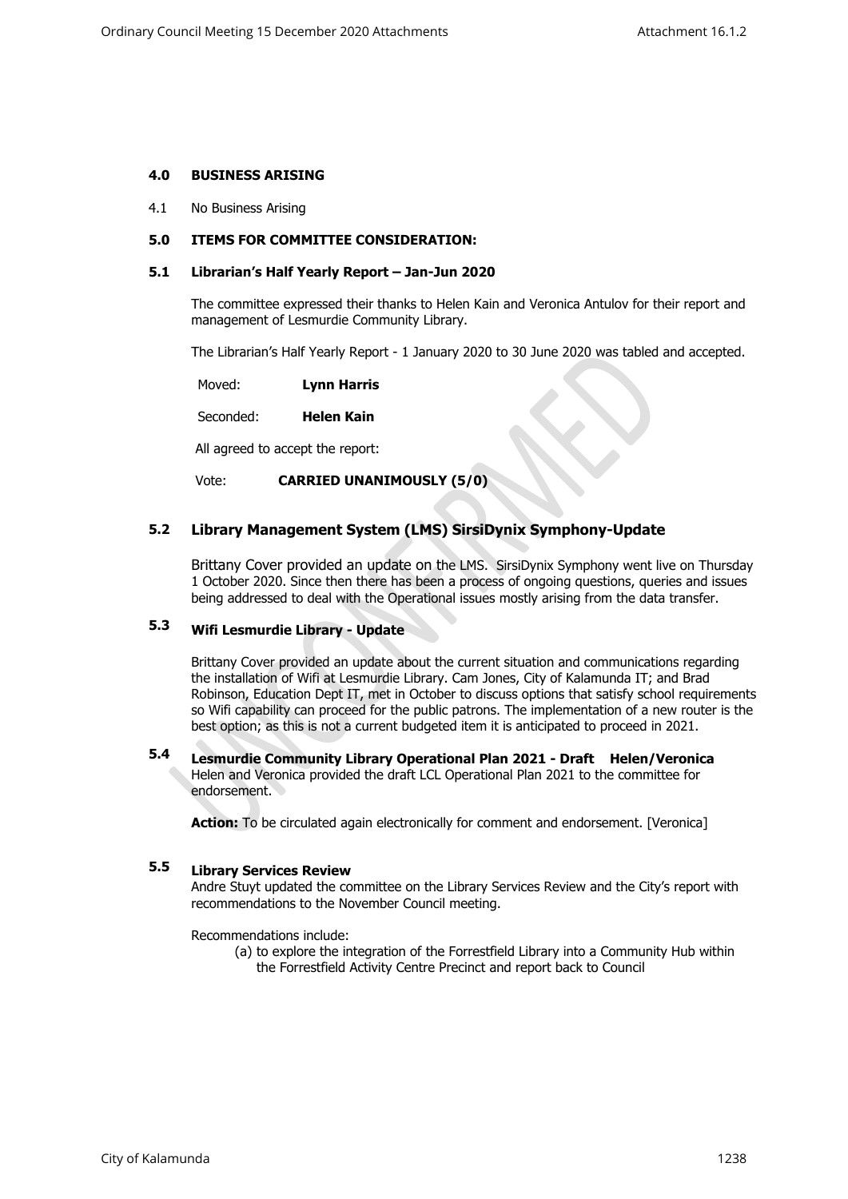## 4.0 BUSINESS ARISING

4.1 No Business Arising

## 5.0 ITEMS FOR COMMITTEE CONSIDERATION:

### 5.1 Librarian's Half Yearly Report – Jan-Jun 2020

The committee expressed their thanks to Helen Kain and Veronica Antulov for their report and management of Lesmurdie Community Library.

The Librarian's Half Yearly Report - 1 January 2020 to 30 June 2020 was tabled and accepted.

Moved: **Lynn Harris**

Seconded: **Helen Kain**

All agreed to accept the report:

Vote: **CARRIED UNANIMOUSLY (5/0)**

### 5.2 Library Management System (LMS) SirsiDynix Symphony-Update

Brittany Cover provided an update on the LMS. SirsiDynix Symphony went live on Thursday 1 October 2020. Since then there has been a process of ongoing questions, queries and issues being addressed to deal with the Operational issues mostly arising from the data transfer.

### 5.3 Wifi Lesmurdie Library - Update

Brittany Cover provided an update about the current situation and communications regarding the installation of Wifi at Lesmurdie Library. Cam Jones, City of Kalamunda IT; and Brad Robinson, Education Dept IT, met in October to discuss options that satisfy school requirements so Wifi capability can proceed for the public patrons. The implementation of a new router is the best option; as this is not a current budgeted item it is anticipated to proceed in 2021.

### 5.4 Lesmurdie Community Library Operational Plan 2021 - Draft Helen/Veronica

Helen and Veronica provided the draft LCL Operational Plan 2021 to the committee for endorsement.

**Action:** To be circulated again electronically for comment and endorsement. [Veronica]

### 5.5 Library Services Review

Andre Stuyt updated the committee on the Library Services Review and the City's report with recommendations to the November Council meeting.

Recommendations include:

(a) to explore the integration of the Forrestfield Library into a Community Hub within the Forrestfield Activity Centre Precinct and report back to Council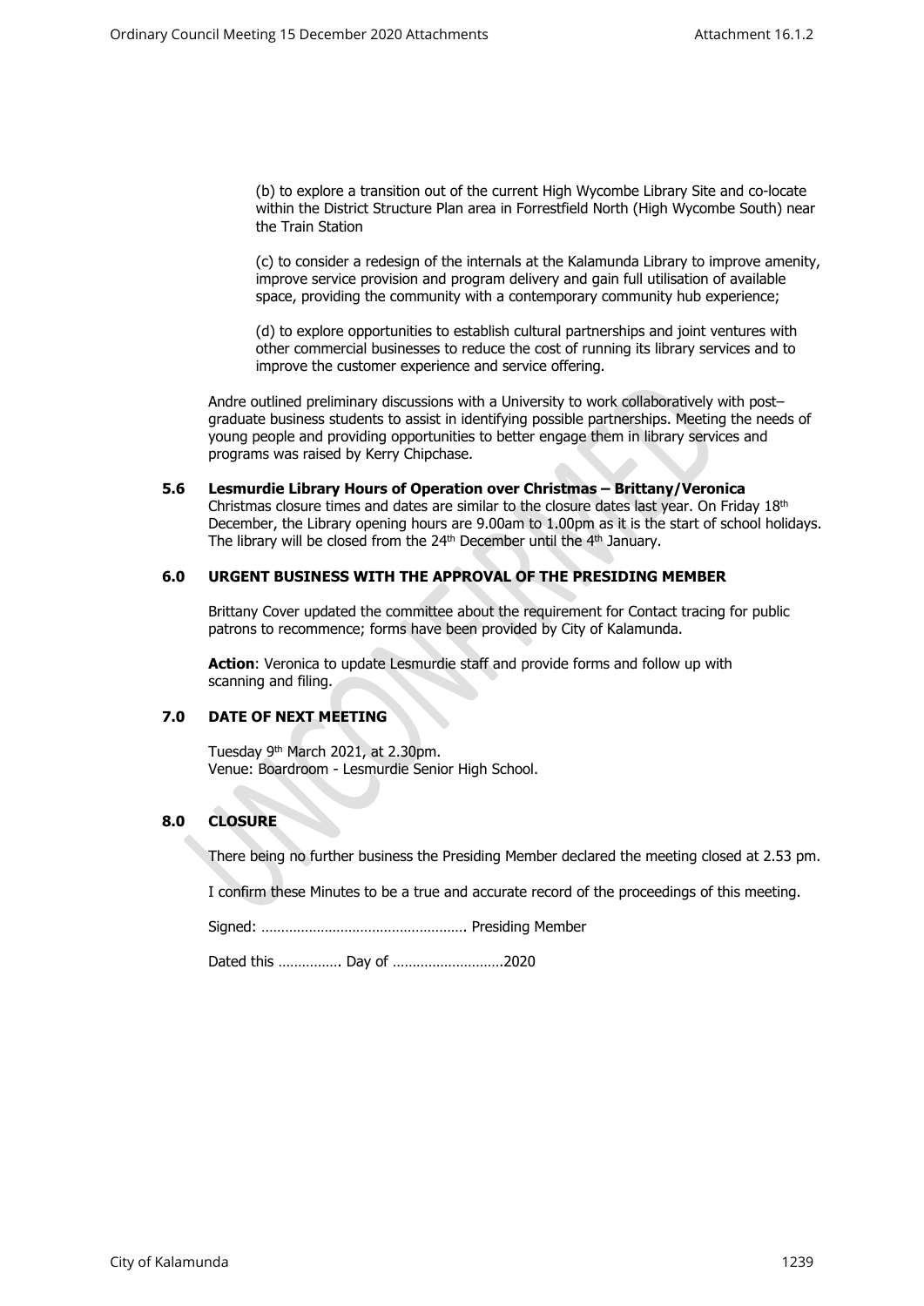(b) to explore a transition out of the current High Wycombe Library Site and co-locate within the District Structure Plan area in Forrestfield North (High Wycombe South) near the Train Station

(c) to consider a redesign of the internals at the Kalamunda Library to improve amenity, improve service provision and program delivery and gain full utilisation of available space, providing the community with a contemporary community hub experience;

(d) to explore opportunities to establish cultural partnerships and joint ventures with other commercial businesses to reduce the cost of running its library services and to improve the customer experience and service offering.

Andre outlined preliminary discussions with a University to work collaboratively with post–graduate business students to assist in identifying possible partnerships. Meeting the needs of young people and providing opportunities to better engage them in library services and programs was raised by Kerry Chipchase.

### 5.6 Lesmurdie Library Hours of Operation over Christmas – Brittany/Veronica

Christmas closure times and dates are similar to the closure dates last year. On Friday 18th December, the Library opening hours are 9.00am to 1.00pm as it is the start of school holidays. The library will be closed from the 24th December until the 4th January.

## 6.0 URGENT BUSINESS WITH THE APPROVAL OF THE PRESIDING MEMBER

Brittany Cover updated the committee about the requirement for Contact tracing for public patrons to recommence; forms have been provided by City of Kalamunda.

**Action**: Veronica to update Lesmurdie staff and provide forms and follow up with scanning and filing.

## 7.0 DATE OF NEXT MEETING

Tuesday 9th March 2021, at 2.30pm.
Venue: Boardroom - Lesmurdie Senior High School.

## 8.0 CLOSURE

There being no further business the Presiding Member declared the meeting closed at 2.53 pm.

I confirm these Minutes to be a true and accurate record of the proceedings of this meeting.

Signed: …………………………………………… Presiding Member

Dated this ……………. Day of ……………………….2020